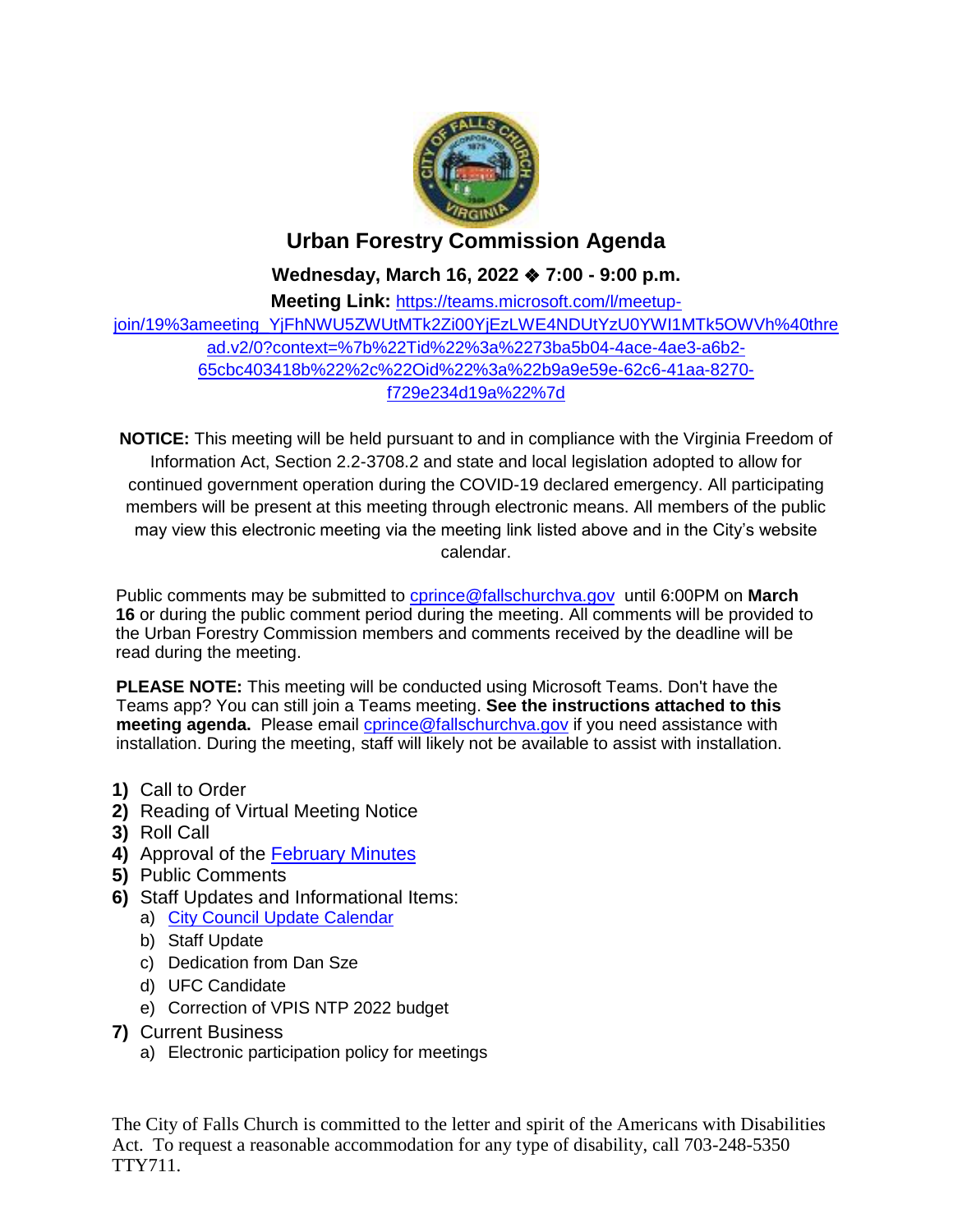# Urban Forestry Commission Agenda

**Wednesday, March 16, 2022 ❖ 7:00 - 9:00 p.m.**

**Meeting Link:** https://teams.microsoft.com/l/meetup-join/19%3ameeting_YjFhNWU5ZWUtMTk2Zi00YjEzLWE4NDUtYzU0YWI1MTk5OWVh%40thread.v2/0?context=%7b%22Tid%22%3a%2273ba5b04-4ace-4ae3-a6b2-65cbc403418b%22%2c%22Oid%22%3a%22b9a9e59e-62c6-41aa-8270-f729e234d19a%22%7d

**NOTICE:** This meeting will be held pursuant to and in compliance with the Virginia Freedom of Information Act, Section 2.2-3708.2 and state and local legislation adopted to allow for continued government operation during the COVID-19 declared emergency. All participating members will be present at this meeting through electronic means. All members of the public may view this electronic meeting via the meeting link listed above and in the City's website calendar.

Public comments may be submitted to cprince@fallschurchva.gov until 6:00PM on **March 16** or during the public comment period during the meeting. All comments will be provided to the Urban Forestry Commission members and comments received by the deadline will be read during the meeting.

**PLEASE NOTE:** This meeting will be conducted using Microsoft Teams. Don't have the Teams app? You can still join a Teams meeting. **See the instructions attached to this meeting agenda.** Please email cprince@fallschurchva.gov if you need assistance with installation. During the meeting, staff will likely not be available to assist with installation.

1) Call to Order
2) Reading of Virtual Meeting Notice
3) Roll Call
4) Approval of the February Minutes
5) Public Comments
6) Staff Updates and Informational Items:
   a) City Council Update Calendar
   b) Staff Update
   c) Dedication from Dan Sze
   d) UFC Candidate
   e) Correction of VPIS NTP 2022 budget
7) Current Business
   a) Electronic participation policy for meetings

The City of Falls Church is committed to the letter and spirit of the Americans with Disabilities Act. To request a reasonable accommodation for any type of disability, call 703-248-5350 TTY711.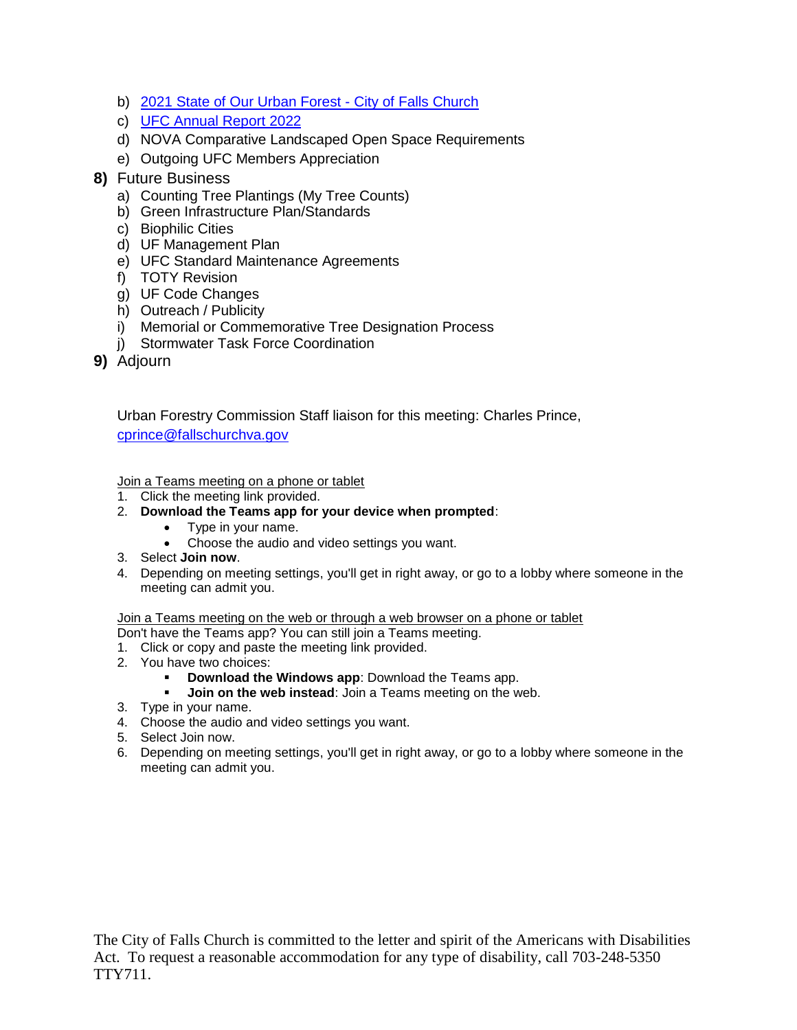b) [2021 State of Our Urban Forest - City of Falls Church]
c) [UFC Annual Report 2022]
d) NOVA Comparative Landscaped Open Space Requirements
e) Outgoing UFC Members Appreciation

**8)** Future Business

a) Counting Tree Plantings (My Tree Counts)
b) Green Infrastructure Plan/Standards
c) Biophilic Cities
d) UF Management Plan
e) UFC Standard Maintenance Agreements
f) TOTY Revision
g) UF Code Changes
h) Outreach / Publicity
i) Memorial or Commemorative Tree Designation Process
j) Stormwater Task Force Coordination

**9)** Adjourn

Urban Forestry Commission Staff liaison for this meeting: Charles Prince, cprince@fallschurchva.gov

Join a Teams meeting on a phone or tablet

1. Click the meeting link provided.
2. **Download the Teams app for your device when prompted**:
   - Type in your name.
   - Choose the audio and video settings you want.
3. Select **Join now**.
4. Depending on meeting settings, you'll get in right away, or go to a lobby where someone in the meeting can admit you.

Join a Teams meeting on the web or through a web browser on a phone or tablet

Don't have the Teams app? You can still join a Teams meeting.

1. Click or copy and paste the meeting link provided.
2. You have two choices:
   - **Download the Windows app**: Download the Teams app.
   - **Join on the web instead**: Join a Teams meeting on the web.
3. Type in your name.
4. Choose the audio and video settings you want.
5. Select Join now.
6. Depending on meeting settings, you'll get in right away, or go to a lobby where someone in the meeting can admit you.

The City of Falls Church is committed to the letter and spirit of the Americans with Disabilities Act. To request a reasonable accommodation for any type of disability, call 703-248-5350 TTY711.